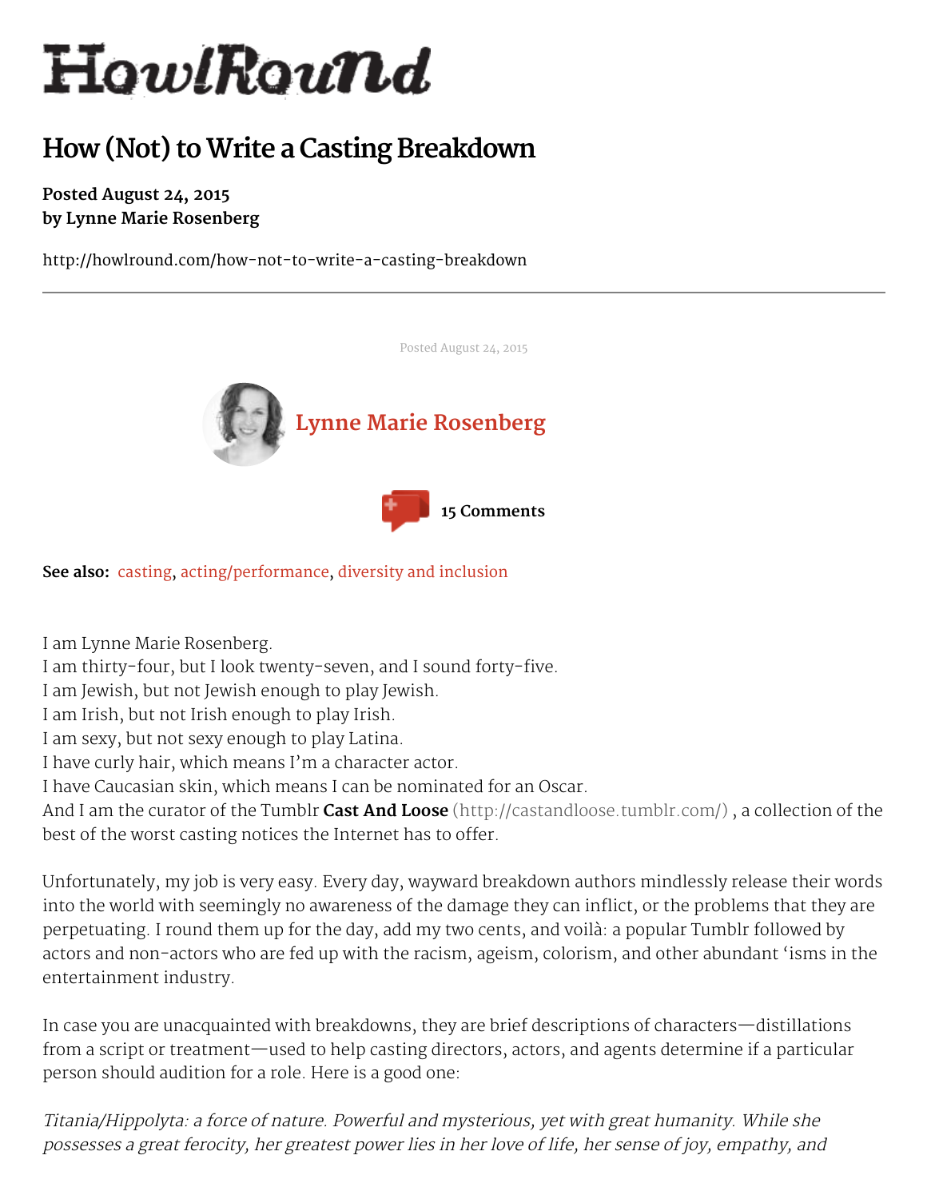# How (Not) to Write a Casting Breakdown

**Posted August 24, 2015**
**by Lynne Marie Rosenberg**

http://howlround.com/how-not-to-write-a-casting-breakdown

---

Posted August 24, 2015

**Lynne Marie Rosenberg**

**15 Comments**

**See also:** casting, acting/performance, diversity and inclusion

I am Lynne Marie Rosenberg.
I am thirty-four, but I look twenty-seven, and I sound forty-five.
I am Jewish, but not Jewish enough to play Jewish.
I am Irish, but not Irish enough to play Irish.
I am sexy, but not sexy enough to play Latina.
I have curly hair, which means I'm a character actor.
I have Caucasian skin, which means I can be nominated for an Oscar.
And I am the curator of the Tumblr **Cast And Loose** (http://castandloose.tumblr.com/) , a collection of the best of the worst casting notices the Internet has to offer.

Unfortunately, my job is very easy. Every day, wayward breakdown authors mindlessly release their words into the world with seemingly no awareness of the damage they can inflict, or the problems that they are perpetuating. I round them up for the day, add my two cents, and voilà: a popular Tumblr followed by actors and non-actors who are fed up with the racism, ageism, colorism, and other abundant 'isms in the entertainment industry.

In case you are unacquainted with breakdowns, they are brief descriptions of characters—distillations from a script or treatment—used to help casting directors, actors, and agents determine if a particular person should audition for a role. Here is a good one:

*Titania/Hippolyta: a force of nature. Powerful and mysterious, yet with great humanity. While she possesses a great ferocity, her greatest power lies in her love of life, her sense of joy, empathy, and*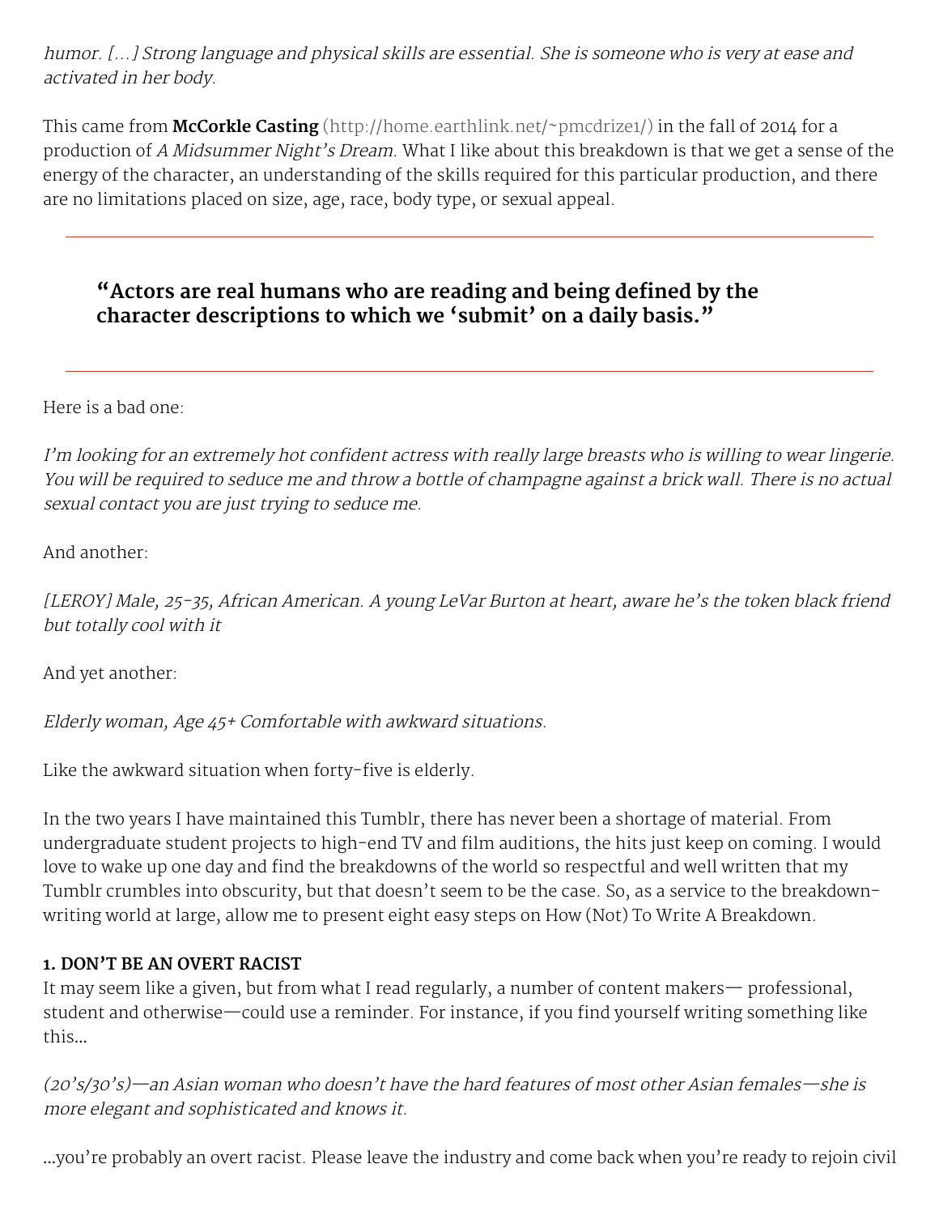*humor. [...] Strong language and physical skills are essential. She is someone who is very at ease and activated in her body.*

This came from **McCorkle Casting** (http://home.earthlink.net/~pmcdrize1/) in the fall of 2014 for a production of *A Midsummer Night's Dream.* What I like about this breakdown is that we get a sense of the energy of the character, an understanding of the skills required for this particular production, and there are no limitations placed on size, age, race, body type, or sexual appeal.

---

> **"Actors are real humans who are reading and being defined by the character descriptions to which we 'submit' on a daily basis."**

---

Here is a bad one:

*I'm looking for an extremely hot confident actress with really large breasts who is willing to wear lingerie. You will be required to seduce me and throw a bottle of champagne against a brick wall. There is no actual sexual contact you are just trying to seduce me.*

And another:

*[LEROY] Male, 25-35, African American. A young LeVar Burton at heart, aware he's the token black friend but totally cool with it*

And yet another:

*Elderly woman, Age 45+ Comfortable with awkward situations.*

Like the awkward situation when forty-five is elderly.

In the two years I have maintained this Tumblr, there has never been a shortage of material. From undergraduate student projects to high-end TV and film auditions, the hits just keep on coming. I would love to wake up one day and find the breakdowns of the world so respectful and well written that my Tumblr crumbles into obscurity, but that doesn't seem to be the case. So, as a service to the breakdown-writing world at large, allow me to present eight easy steps on How (Not) To Write A Breakdown.

**1. DON'T BE AN OVERT RACIST**

It may seem like a given, but from what I read regularly, a number of content makers— professional, student and otherwise—could use a reminder. For instance, if you find yourself writing something like this...

*(20's/30's)—an Asian woman who doesn't have the hard features of most other Asian females—she is more elegant and sophisticated and knows it.*

...you're probably an overt racist. Please leave the industry and come back when you're ready to rejoin civil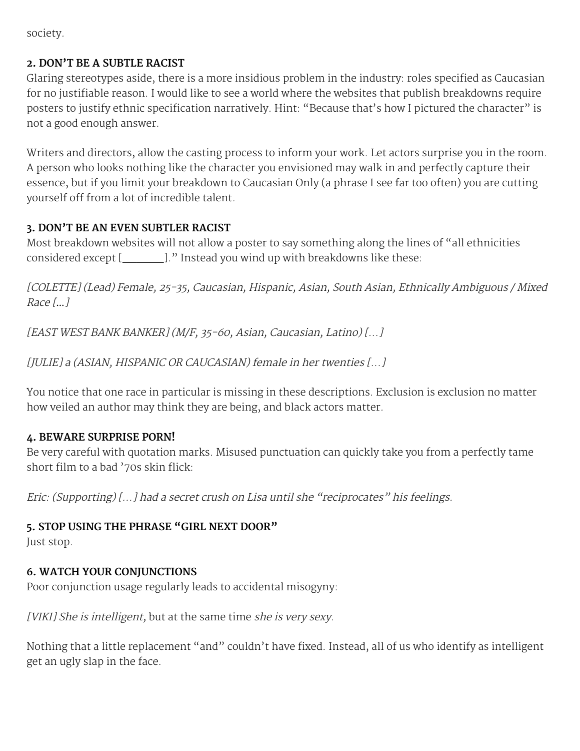society.

**2. DON'T BE A SUBTLE RACIST**

Glaring stereotypes aside, there is a more insidious problem in the industry: roles specified as Caucasian for no justifiable reason. I would like to see a world where the websites that publish breakdowns require posters to justify ethnic specification narratively. Hint: "Because that's how I pictured the character" is not a good enough answer.

Writers and directors, allow the casting process to inform your work. Let actors surprise you in the room. A person who looks nothing like the character you envisioned may walk in and perfectly capture their essence, but if you limit your breakdown to Caucasian Only (a phrase I see far too often) you are cutting yourself off from a lot of incredible talent.

**3. DON'T BE AN EVEN SUBTLER RACIST**

Most breakdown websites will not allow a poster to say something along the lines of "all ethnicities considered except [________]." Instead you wind up with breakdowns like these:

*[COLETTE] (Lead) Female, 25-35, Caucasian, Hispanic, Asian, South Asian, Ethnically Ambiguous / Mixed Race [...]*

*[EAST WEST BANK BANKER] (M/F, 35-60, Asian, Caucasian, Latino) [...]*

*[JULIE] a (ASIAN, HISPANIC OR CAUCASIAN) female in her twenties [...]*

You notice that one race in particular is missing in these descriptions. Exclusion is exclusion no matter how veiled an author may think they are being, and black actors matter.

**4. BEWARE SURPRISE PORN!**

Be very careful with quotation marks. Misused punctuation can quickly take you from a perfectly tame short film to a bad '70s skin flick:

*Eric: (Supporting) [...] had a secret crush on Lisa until she "reciprocates" his feelings.*

**5. STOP USING THE PHRASE "GIRL NEXT DOOR"**

Just stop.

**6. WATCH YOUR CONJUNCTIONS**

Poor conjunction usage regularly leads to accidental misogyny:

*[VIKI] She is intelligent,* but at the same time *she is very sexy.*

Nothing that a little replacement "and" couldn't have fixed. Instead, all of us who identify as intelligent get an ugly slap in the face.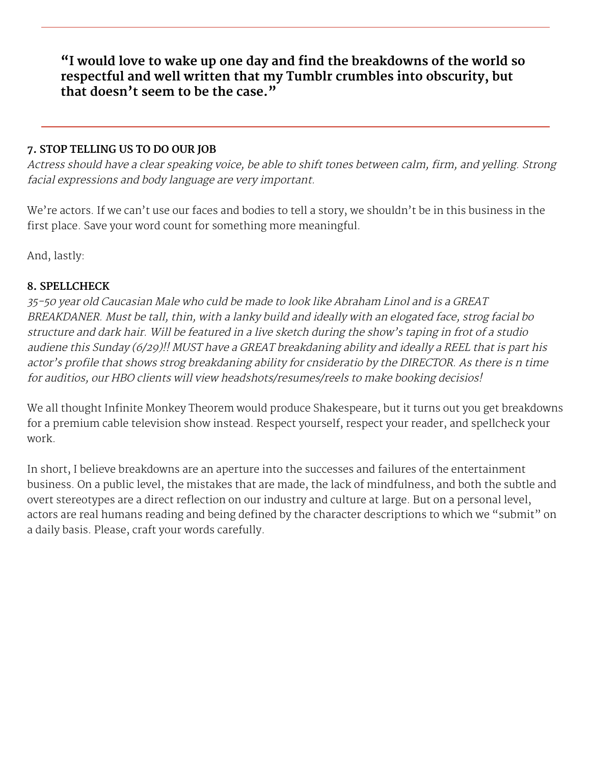**“I would love to wake up one day and find the breakdowns of the world so respectful and well written that my Tumblr crumbles into obscurity, but that doesn’t seem to be the case.”**

---

**7. STOP TELLING US TO DO OUR JOB**

*Actress should have a clear speaking voice, be able to shift tones between calm, firm, and yelling. Strong facial expressions and body language are very important.*

We’re actors. If we can’t use our faces and bodies to tell a story, we shouldn’t be in this business in the first place. Save your word count for something more meaningful.

And, lastly:

**8. SPELLCHECK**

*35-50 year old Caucasian Male who culd be made to look like Abraham Linol and is a GREAT BREAKDANER. Must be tall, thin, with a lanky build and ideally with an elogated face, strog facial bo structure and dark hair. Will be featured in a live sketch during the show’s taping in frot of a studio audiene this Sunday (6/29)!! MUST have a GREAT breakdaning ability and ideally a REEL that is part his actor’s profile that shows strog breakdaning ability for cnsideratio by the DIRECTOR. As there is n time for auditios, our HBO clients will view headshots/resumes/reels to make booking decisios!*

We all thought Infinite Monkey Theorem would produce Shakespeare, but it turns out you get breakdowns for a premium cable television show instead. Respect yourself, respect your reader, and spellcheck your work.

In short, I believe breakdowns are an aperture into the successes and failures of the entertainment business. On a public level, the mistakes that are made, the lack of mindfulness, and both the subtle and overt stereotypes are a direct reflection on our industry and culture at large. But on a personal level, actors are real humans reading and being defined by the character descriptions to which we “submit” on a daily basis. Please, craft your words carefully.